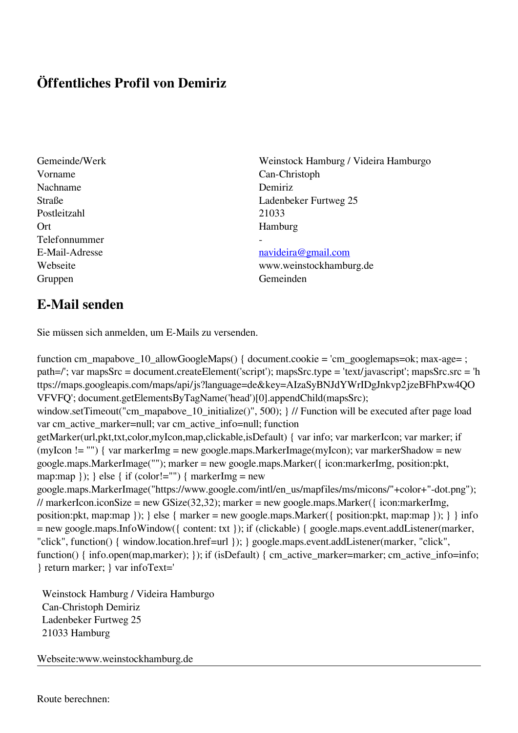# Öffentliches Profil von Demiriz

| | |
|---|---|
| Gemeinde/Werk | Weinstock Hamburg / Videira Hamburgo |
| Vorname | Can-Christoph |
| Nachname | Demiriz |
| Straße | Ladenbeker Furtweg 25 |
| Postleitzahl | 21033 |
| Ort | Hamburg |
| Telefonnummer | - |
| E-Mail-Adresse | navideira@gmail.com |
| Webseite | www.weinstockhamburg.de |
| Gruppen | Gemeinden |

## E-Mail senden

Sie müssen sich anmelden, um E-Mails zu versenden.

```
function cm_mapabove_10_allowGoogleMaps() { document.cookie = 'cm_googlemaps=ok; max-age= ; path=/'; var mapsSrc = document.createElement('script'); mapsSrc.type = 'text/javascript'; mapsSrc.src = 'https://maps.googleapis.com/maps/api/js?language=de&key=AIzaSyBNJdYWrIDgJnkvp2jzeBFhPxw4QOVFVFQ'; document.getElementsByTagName('head')[0].appendChild(mapsSrc); window.setTimeout("cm_mapabove_10_initialize()", 500); } // Function will be executed after page load var cm_active_marker=null; var cm_active_info=null; function getMarker(url,pkt,txt,color,myIcon,map,clickable,isDefault) { var info; var markerIcon; var marker; if (myIcon != "") { var markerImg = new google.maps.MarkerImage(myIcon); var markerShadow = new google.maps.MarkerImage(""); marker = new google.maps.Marker({ icon:markerImg, position:pkt, map:map }); } else { if (color!="") { markerImg = new google.maps.MarkerImage("https://www.google.com/intl/en_us/mapfiles/ms/micons/"+color+"-dot.png"); // markerIcon.iconSize = new GSize(32,32); marker = new google.maps.Marker({ icon:markerImg, position:pkt, map:map }); } else { marker = new google.maps.Marker({ position:pkt, map:map }); } } info = new google.maps.InfoWindow({ content: txt }); if (clickable) { google.maps.event.addListener(marker, "click", function() { window.location.href=url }); } google.maps.event.addListener(marker, "click", function() { info.open(map,marker); }); if (isDefault) { cm_active_marker=marker; cm_active_info=info; } return marker; } var infoText='
```

Weinstock Hamburg / Videira Hamburgo
Can-Christoph Demiriz
Ladenbeker Furtweg 25
21033 Hamburg

Webseite:www.weinstockhamburg.de

---

Route berechnen: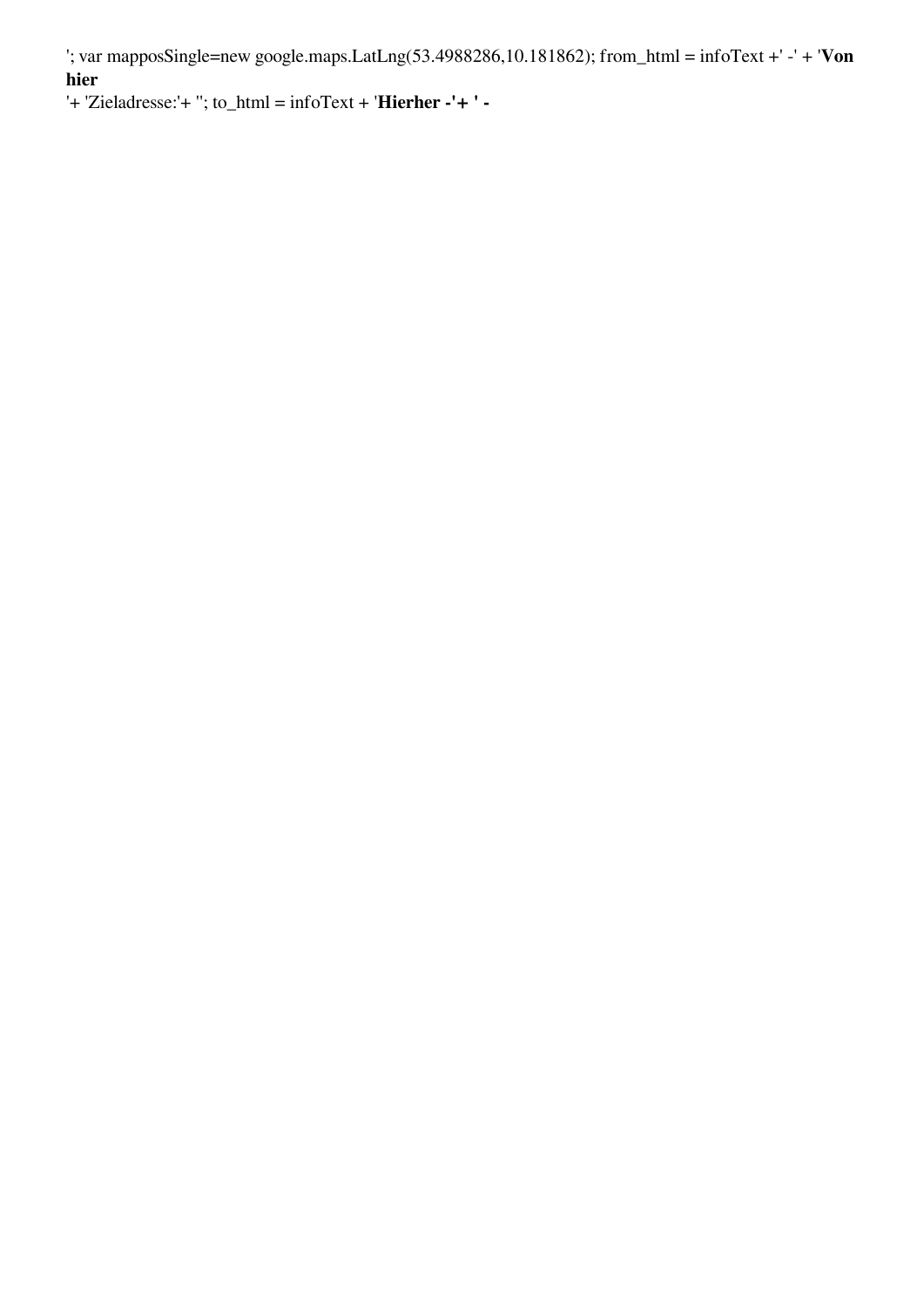'; var mapposSingle=new google.maps.LatLng(53.4988286,10.181862); from_html = infoText +' -' + '**Von hier**
'+ 'Zieladresse:'+ ''; to_html = infoText + '**Hierher -'+ ' -**